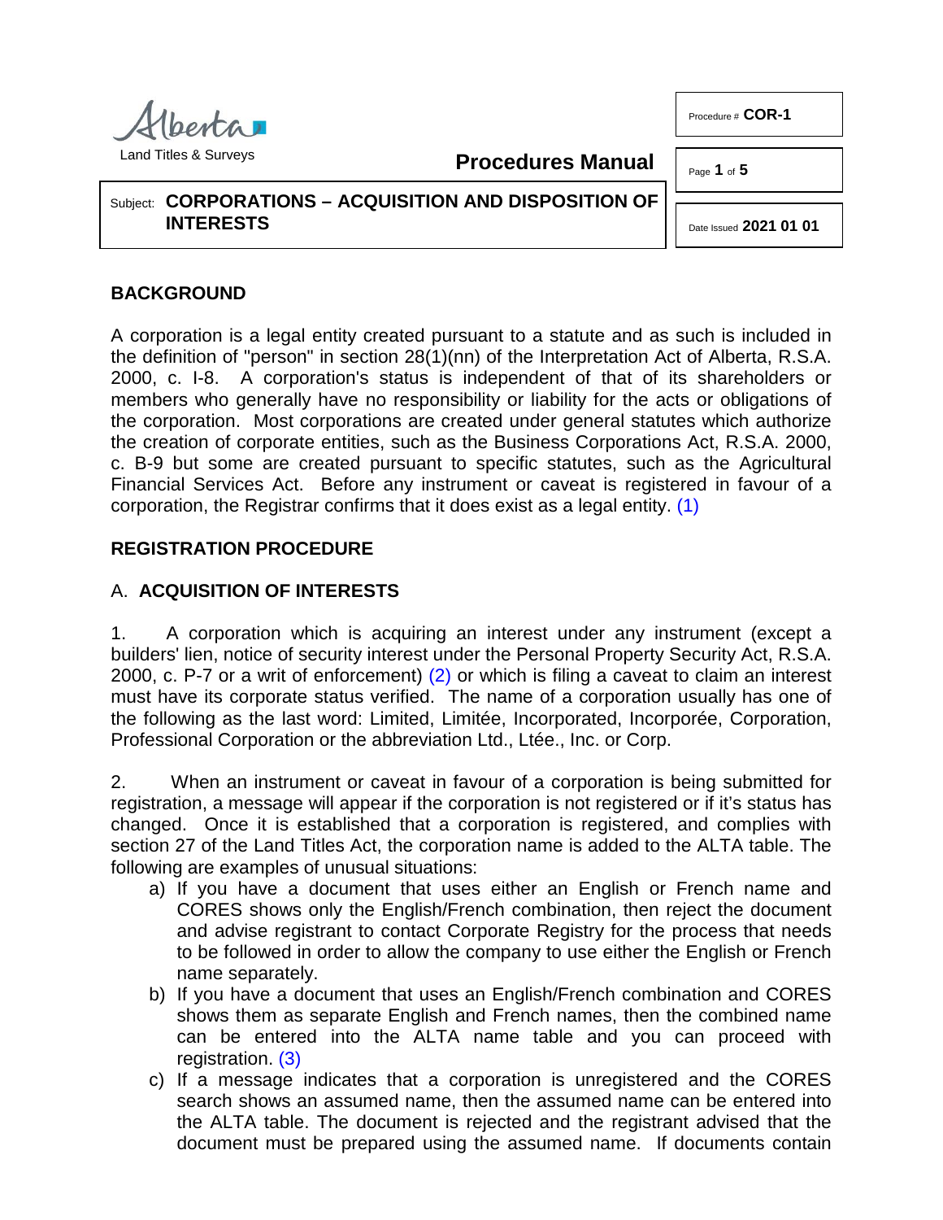Alberta
Land Titles & Surveys

**Procedures Manual**

Procedure # **COR-1**

Date Issued **2021 01 01**

Subject: **CORPORATIONS – ACQUISITION AND DISPOSITION OF INTERESTS**

## BACKGROUND

A corporation is a legal entity created pursuant to a statute and as such is included in the definition of "person" in section 28(1)(nn) of the Interpretation Act of Alberta, R.S.A. 2000, c. I-8. A corporation's status is independent of that of its shareholders or members who generally have no responsibility or liability for the acts or obligations of the corporation. Most corporations are created under general statutes which authorize the creation of corporate entities, such as the Business Corporations Act, R.S.A. 2000, c. B-9 but some are created pursuant to specific statutes, such as the Agricultural Financial Services Act. Before any instrument or caveat is registered in favour of a corporation, the Registrar confirms that it does exist as a legal entity. (1)

## REGISTRATION PROCEDURE

### A. ACQUISITION OF INTERESTS

1. A corporation which is acquiring an interest under any instrument (except a builders' lien, notice of security interest under the Personal Property Security Act, R.S.A. 2000, c. P-7 or a writ of enforcement) (2) or which is filing a caveat to claim an interest must have its corporate status verified. The name of a corporation usually has one of the following as the last word: Limited, Limitée, Incorporated, Incorporée, Corporation, Professional Corporation or the abbreviation Ltd., Ltée., Inc. or Corp.

2. When an instrument or caveat in favour of a corporation is being submitted for registration, a message will appear if the corporation is not registered or if it's status has changed. Once it is established that a corporation is registered, and complies with section 27 of the Land Titles Act, the corporation name is added to the ALTA table. The following are examples of unusual situations:

   a) If you have a document that uses either an English or French name and CORES shows only the English/French combination, then reject the document and advise registrant to contact Corporate Registry for the process that needs to be followed in order to allow the company to use either the English or French name separately.

   b) If you have a document that uses an English/French combination and CORES shows them as separate English and French names, then the combined name can be entered into the ALTA name table and you can proceed with registration. (3)

   c) If a message indicates that a corporation is unregistered and the CORES search shows an assumed name, then the assumed name can be entered into the ALTA table. The document is rejected and the registrant advised that the document must be prepared using the assumed name. If documents contain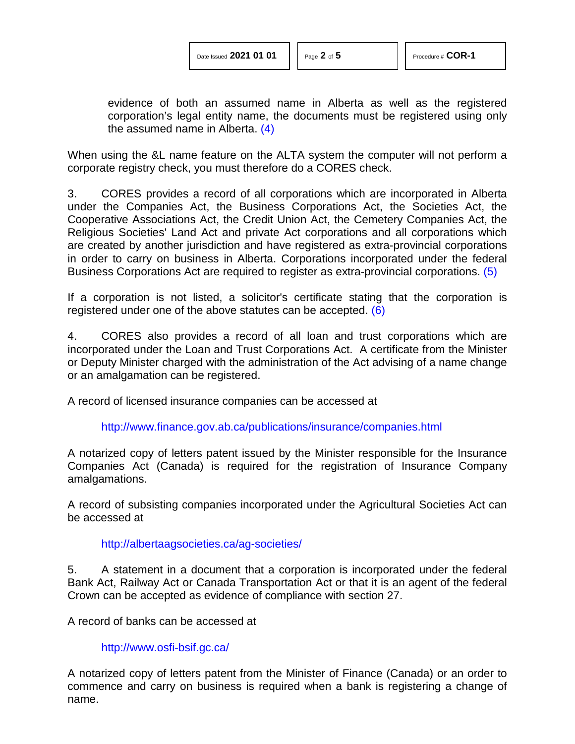evidence of both an assumed name in Alberta as well as the registered corporation's legal entity name, the documents must be registered using only the assumed name in Alberta. (4)

When using the &L name feature on the ALTA system the computer will not perform a corporate registry check, you must therefore do a CORES check.

3. CORES provides a record of all corporations which are incorporated in Alberta under the Companies Act, the Business Corporations Act, the Societies Act, the Cooperative Associations Act, the Credit Union Act, the Cemetery Companies Act, the Religious Societies' Land Act and private Act corporations and all corporations which are created by another jurisdiction and have registered as extra-provincial corporations in order to carry on business in Alberta. Corporations incorporated under the federal Business Corporations Act are required to register as extra-provincial corporations. (5)

If a corporation is not listed, a solicitor's certificate stating that the corporation is registered under one of the above statutes can be accepted. (6)

4. CORES also provides a record of all loan and trust corporations which are incorporated under the Loan and Trust Corporations Act. A certificate from the Minister or Deputy Minister charged with the administration of the Act advising of a name change or an amalgamation can be registered.

A record of licensed insurance companies can be accessed at

http://www.finance.gov.ab.ca/publications/insurance/companies.html

A notarized copy of letters patent issued by the Minister responsible for the Insurance Companies Act (Canada) is required for the registration of Insurance Company amalgamations.

A record of subsisting companies incorporated under the Agricultural Societies Act can be accessed at

http://albertaagsocieties.ca/ag-societies/

5. A statement in a document that a corporation is incorporated under the federal Bank Act, Railway Act or Canada Transportation Act or that it is an agent of the federal Crown can be accepted as evidence of compliance with section 27.

A record of banks can be accessed at

http://www.osfi-bsif.gc.ca/

A notarized copy of letters patent from the Minister of Finance (Canada) or an order to commence and carry on business is required when a bank is registering a change of name.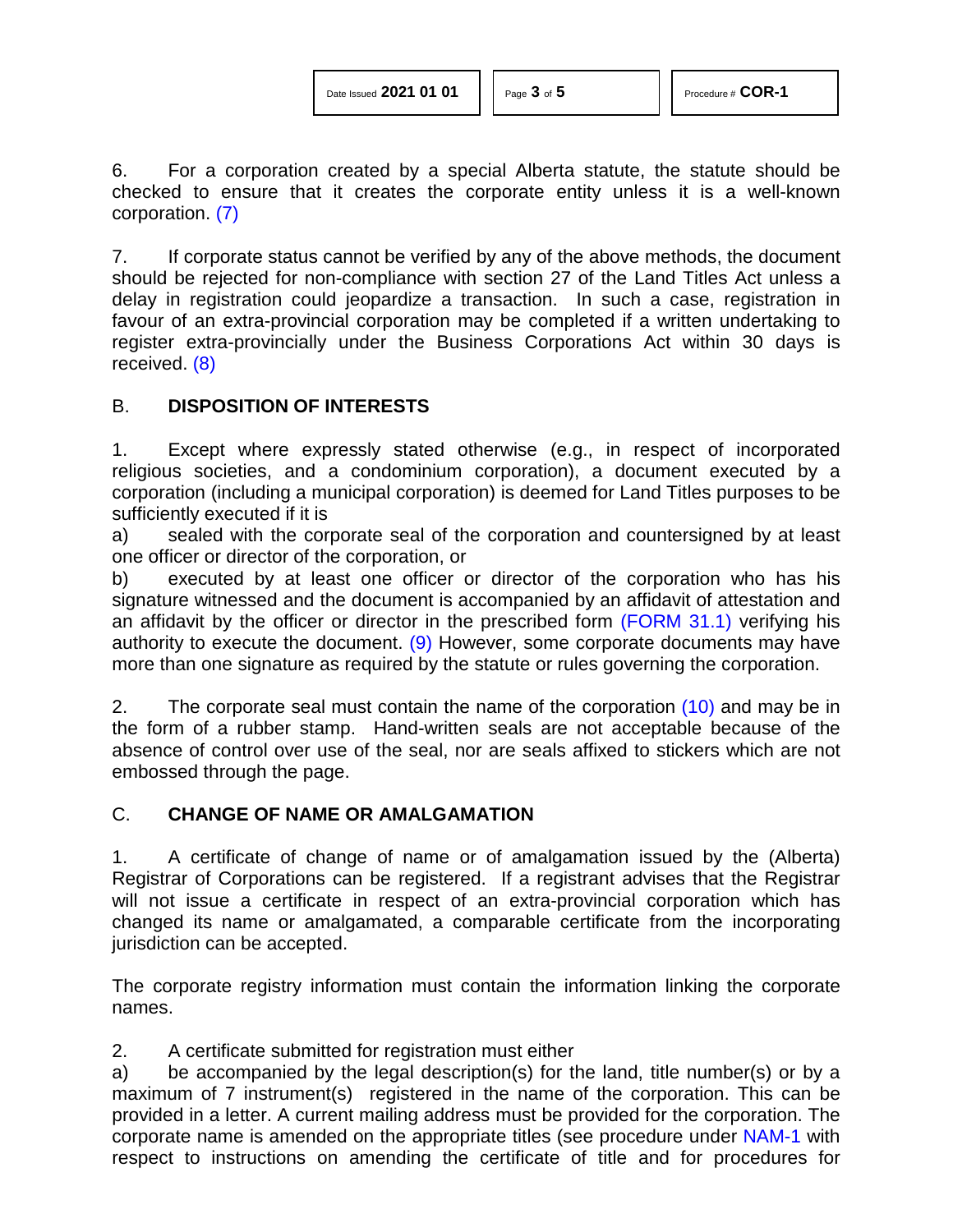6. For a corporation created by a special Alberta statute, the statute should be checked to ensure that it creates the corporate entity unless it is a well-known corporation. (7)

7. If corporate status cannot be verified by any of the above methods, the document should be rejected for non-compliance with section 27 of the Land Titles Act unless a delay in registration could jeopardize a transaction. In such a case, registration in favour of an extra-provincial corporation may be completed if a written undertaking to register extra-provincially under the Business Corporations Act within 30 days is received. (8)

## B. DISPOSITION OF INTERESTS

1. Except where expressly stated otherwise (e.g., in respect of incorporated religious societies, and a condominium corporation), a document executed by a corporation (including a municipal corporation) is deemed for Land Titles purposes to be sufficiently executed if it is

a) sealed with the corporate seal of the corporation and countersigned by at least one officer or director of the corporation, or

b) executed by at least one officer or director of the corporation who has his signature witnessed and the document is accompanied by an affidavit of attestation and an affidavit by the officer or director in the prescribed form (FORM 31.1) verifying his authority to execute the document. (9) However, some corporate documents may have more than one signature as required by the statute or rules governing the corporation.

2. The corporate seal must contain the name of the corporation (10) and may be in the form of a rubber stamp. Hand-written seals are not acceptable because of the absence of control over use of the seal, nor are seals affixed to stickers which are not embossed through the page.

## C. CHANGE OF NAME OR AMALGAMATION

1. A certificate of change of name or of amalgamation issued by the (Alberta) Registrar of Corporations can be registered. If a registrant advises that the Registrar will not issue a certificate in respect of an extra-provincial corporation which has changed its name or amalgamated, a comparable certificate from the incorporating jurisdiction can be accepted.

The corporate registry information must contain the information linking the corporate names.

2. A certificate submitted for registration must either

a) be accompanied by the legal description(s) for the land, title number(s) or by a maximum of 7 instrument(s) registered in the name of the corporation. This can be provided in a letter. A current mailing address must be provided for the corporation. The corporate name is amended on the appropriate titles (see procedure under NAM-1 with respect to instructions on amending the certificate of title and for procedures for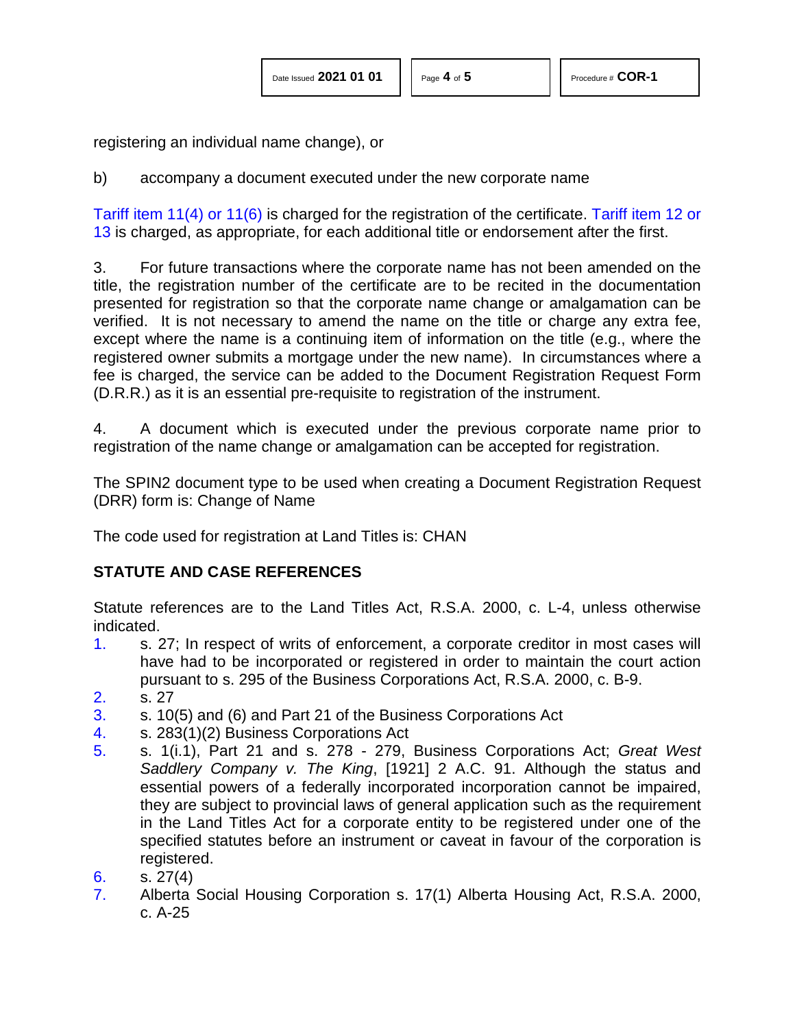registering an individual name change), or

b) accompany a document executed under the new corporate name

Tariff item 11(4) or 11(6) is charged for the registration of the certificate. Tariff item 12 or 13 is charged, as appropriate, for each additional title or endorsement after the first.

3. For future transactions where the corporate name has not been amended on the title, the registration number of the certificate are to be recited in the documentation presented for registration so that the corporate name change or amalgamation can be verified. It is not necessary to amend the name on the title or charge any extra fee, except where the name is a continuing item of information on the title (e.g., where the registered owner submits a mortgage under the new name). In circumstances where a fee is charged, the service can be added to the Document Registration Request Form (D.R.R.) as it is an essential pre-requisite to registration of the instrument.

4. A document which is executed under the previous corporate name prior to registration of the name change or amalgamation can be accepted for registration.

The SPIN2 document type to be used when creating a Document Registration Request (DRR) form is: Change of Name

The code used for registration at Land Titles is: CHAN

## STATUTE AND CASE REFERENCES

Statute references are to the Land Titles Act, R.S.A. 2000, c. L-4, unless otherwise indicated.

1. s. 27; In respect of writs of enforcement, a corporate creditor in most cases will have had to be incorporated or registered in order to maintain the court action pursuant to s. 295 of the Business Corporations Act, R.S.A. 2000, c. B-9.
2. s. 27
3. s. 10(5) and (6) and Part 21 of the Business Corporations Act
4. s. 283(1)(2) Business Corporations Act
5. s. 1(i.1), Part 21 and s. 278 - 279, Business Corporations Act; *Great West Saddlery Company v. The King*, [1921] 2 A.C. 91. Although the status and essential powers of a federally incorporated incorporation cannot be impaired, they are subject to provincial laws of general application such as the requirement in the Land Titles Act for a corporate entity to be registered under one of the specified statutes before an instrument or caveat in favour of the corporation is registered.
6. s. 27(4)
7. Alberta Social Housing Corporation s. 17(1) Alberta Housing Act, R.S.A. 2000, c. A-25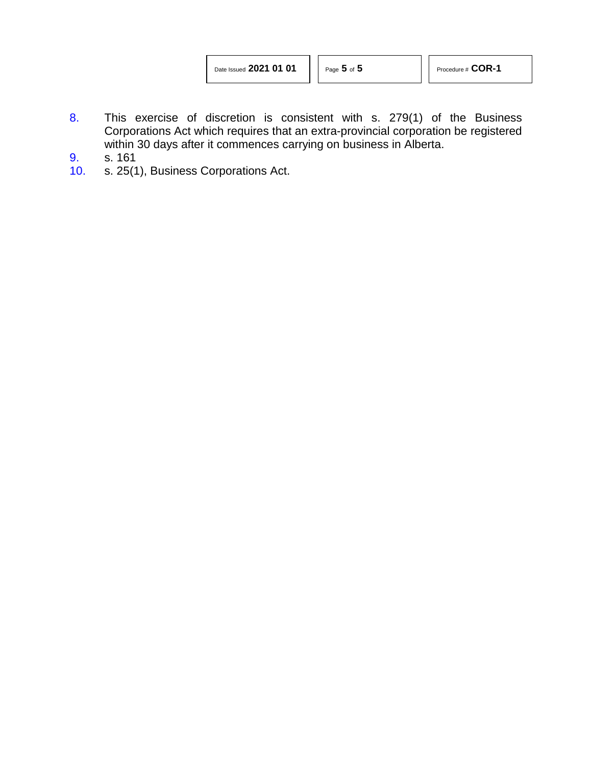8. This exercise of discretion is consistent with s. 279(1) of the Business Corporations Act which requires that an extra-provincial corporation be registered within 30 days after it commences carrying on business in Alberta.
9. s. 161
10. s. 25(1), Business Corporations Act.